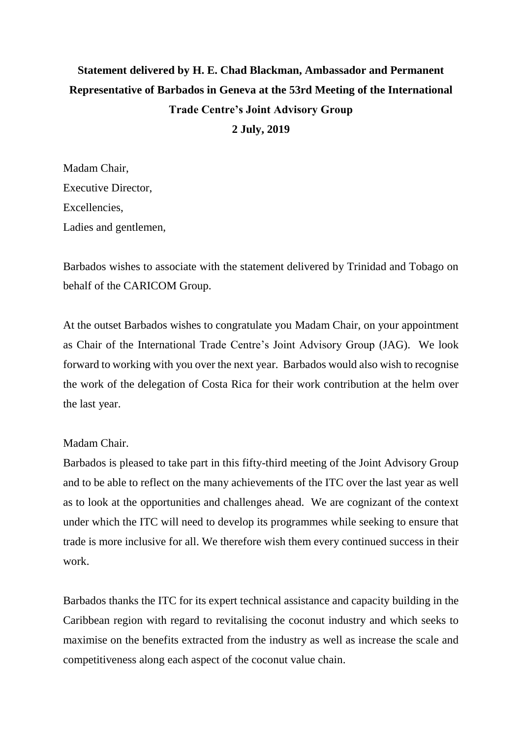**Statement delivered by H. E. Chad Blackman, Ambassador and Permanent Representative of Barbados in Geneva at the 53rd Meeting of the International Trade Centre's Joint Advisory Group**

**2 July, 2019**

Madam Chair,
Executive Director,
Excellencies,
Ladies and gentlemen,

Barbados wishes to associate with the statement delivered by Trinidad and Tobago on behalf of the CARICOM Group.

At the outset Barbados wishes to congratulate you Madam Chair, on your appointment as Chair of the International Trade Centre's Joint Advisory Group (JAG). We look forward to working with you over the next year. Barbados would also wish to recognise the work of the delegation of Costa Rica for their work contribution at the helm over the last year.

Madam Chair.
Barbados is pleased to take part in this fifty-third meeting of the Joint Advisory Group and to be able to reflect on the many achievements of the ITC over the last year as well as to look at the opportunities and challenges ahead. We are cognizant of the context under which the ITC will need to develop its programmes while seeking to ensure that trade is more inclusive for all. We therefore wish them every continued success in their work.

Barbados thanks the ITC for its expert technical assistance and capacity building in the Caribbean region with regard to revitalising the coconut industry and which seeks to maximise on the benefits extracted from the industry as well as increase the scale and competitiveness along each aspect of the coconut value chain.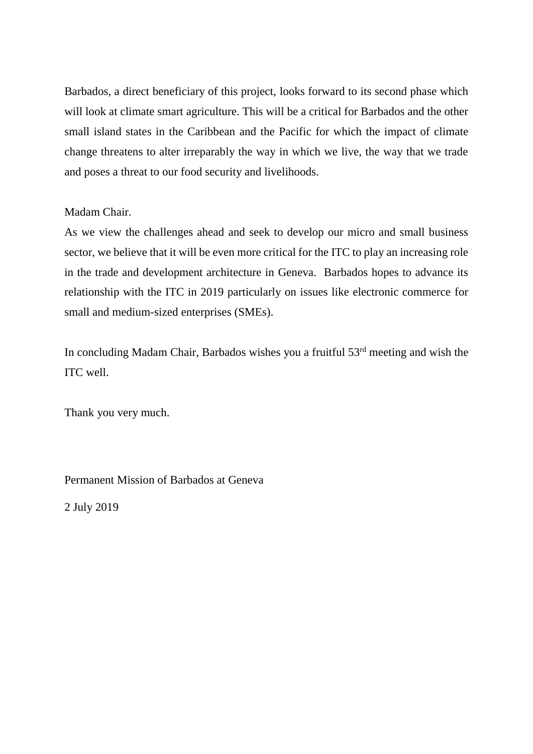Barbados, a direct beneficiary of this project, looks forward to its second phase which will look at climate smart agriculture. This will be a critical for Barbados and the other small island states in the Caribbean and the Pacific for which the impact of climate change threatens to alter irreparably the way in which we live, the way that we trade and poses a threat to our food security and livelihoods.

Madam Chair.

As we view the challenges ahead and seek to develop our micro and small business sector, we believe that it will be even more critical for the ITC to play an increasing role in the trade and development architecture in Geneva. Barbados hopes to advance its relationship with the ITC in 2019 particularly on issues like electronic commerce for small and medium-sized enterprises (SMEs).

In concluding Madam Chair, Barbados wishes you a fruitful 53rd meeting and wish the ITC well.

Thank you very much.

Permanent Mission of Barbados at Geneva

2 July 2019